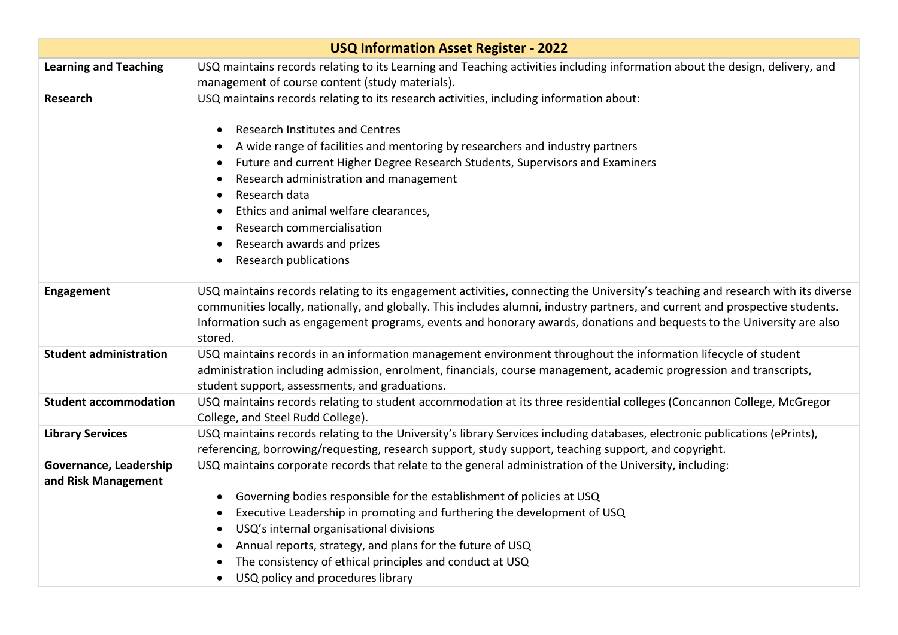| USQ Information Asset Register - 2022 | |
|---|---|
| **Learning and Teaching** | USQ maintains records relating to its Learning and Teaching activities including information about the design, delivery, and management of course content (study materials). |
| **Research** | USQ maintains records relating to its research activities, including information about:<br><br>• Research Institutes and Centres<br>• A wide range of facilities and mentoring by researchers and industry partners<br>• Future and current Higher Degree Research Students, Supervisors and Examiners<br>• Research administration and management<br>• Research data<br>• Ethics and animal welfare clearances,<br>• Research commercialisation<br>• Research awards and prizes<br>• Research publications |
| **Engagement** | USQ maintains records relating to its engagement activities, connecting the University's teaching and research with its diverse communities locally, nationally, and globally. This includes alumni, industry partners, and current and prospective students. Information such as engagement programs, events and honorary awards, donations and bequests to the University are also stored. |
| **Student administration** | USQ maintains records in an information management environment throughout the information lifecycle of student administration including admission, enrolment, financials, course management, academic progression and transcripts, student support, assessments, and graduations. |
| **Student accommodation** | USQ maintains records relating to student accommodation at its three residential colleges (Concannon College, McGregor College, and Steel Rudd College). |
| **Library Services** | USQ maintains records relating to the University's library Services including databases, electronic publications (ePrints), referencing, borrowing/requesting, research support, study support, teaching support, and copyright. |
| **Governance, Leadership and Risk Management** | USQ maintains corporate records that relate to the general administration of the University, including:<br><br>• Governing bodies responsible for the establishment of policies at USQ<br>• Executive Leadership in promoting and furthering the development of USQ<br>• USQ's internal organisational divisions<br>• Annual reports, strategy, and plans for the future of USQ<br>• The consistency of ethical principles and conduct at USQ<br>• USQ policy and procedures library |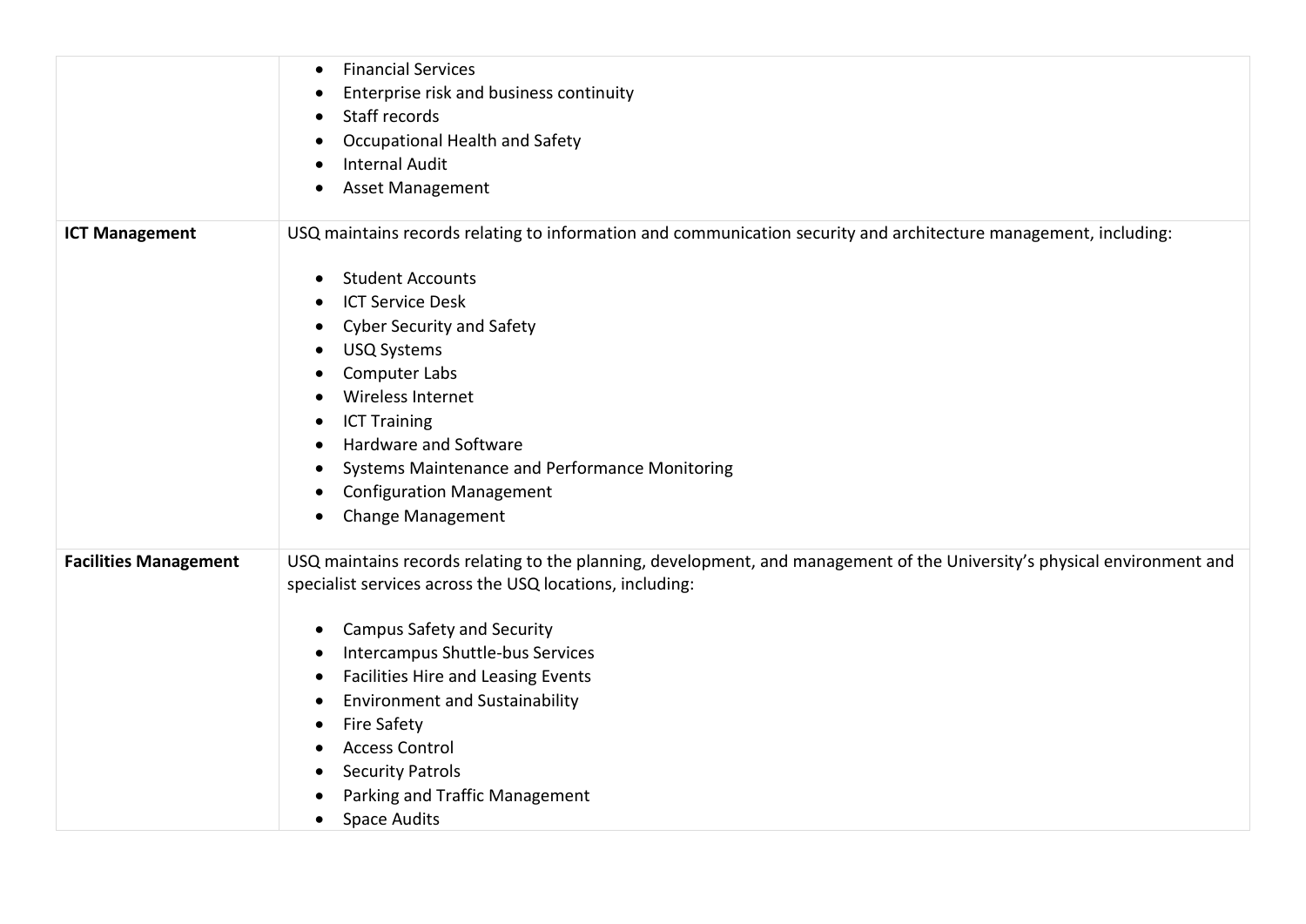| | |
|---|---|
| | • Financial Services<br>• Enterprise risk and business continuity<br>• Staff records<br>• Occupational Health and Safety<br>• Internal Audit<br>• Asset Management |
| **ICT Management** | USQ maintains records relating to information and communication security and architecture management, including:<br><br>• Student Accounts<br>• ICT Service Desk<br>• Cyber Security and Safety<br>• USQ Systems<br>• Computer Labs<br>• Wireless Internet<br>• ICT Training<br>• Hardware and Software<br>• Systems Maintenance and Performance Monitoring<br>• Configuration Management<br>• Change Management |
| **Facilities Management** | USQ maintains records relating to the planning, development, and management of the University's physical environment and specialist services across the USQ locations, including:<br><br>• Campus Safety and Security<br>• Intercampus Shuttle-bus Services<br>• Facilities Hire and Leasing Events<br>• Environment and Sustainability<br>• Fire Safety<br>• Access Control<br>• Security Patrols<br>• Parking and Traffic Management<br>• Space Audits |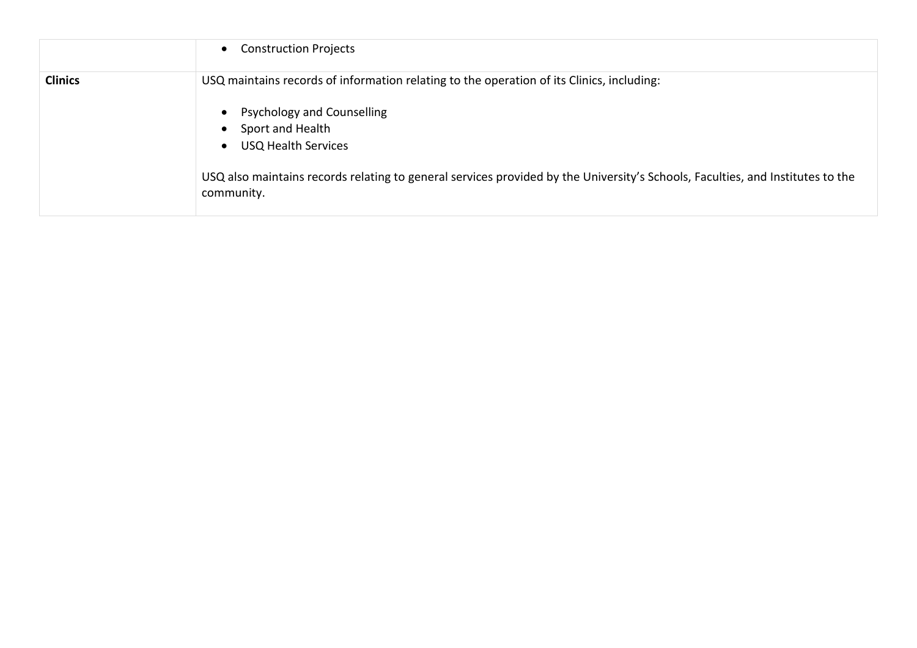| | |
|---|---|
| | • Construction Projects |
| **Clinics** | USQ maintains records of information relating to the operation of its Clinics, including:<br><br>• Psychology and Counselling<br>• Sport and Health<br>• USQ Health Services<br><br>USQ also maintains records relating to general services provided by the University's Schools, Faculties, and Institutes to the community. |